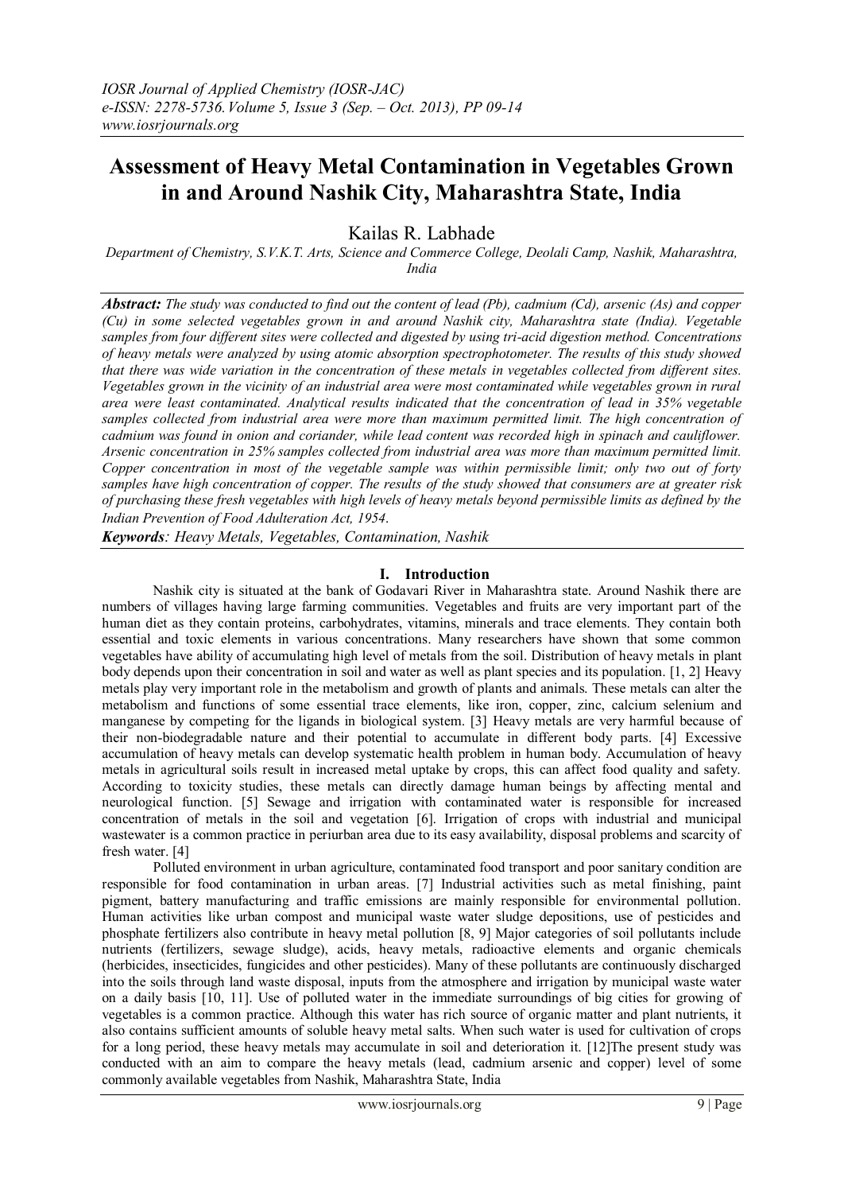# Assessment of Heavy Metal Contamination in Vegetables Grown in and Around Nashik City, Maharashtra State, India

Kailas R. Labhade

*Department of Chemistry, S.V.K.T. Arts, Science and Commerce College, Deolali Camp, Nashik, Maharashtra, India*

***Abstract:*** *The study was conducted to find out the content of lead (Pb), cadmium (Cd), arsenic (As) and copper (Cu) in some selected vegetables grown in and around Nashik city, Maharashtra state (India). Vegetable samples from four different sites were collected and digested by using tri-acid digestion method. Concentrations of heavy metals were analyzed by using atomic absorption spectrophotometer. The results of this study showed that there was wide variation in the concentration of these metals in vegetables collected from different sites. Vegetables grown in the vicinity of an industrial area were most contaminated while vegetables grown in rural area were least contaminated. Analytical results indicated that the concentration of lead in 35% vegetable samples collected from industrial area were more than maximum permitted limit. The high concentration of cadmium was found in onion and coriander, while lead content was recorded high in spinach and cauliflower. Arsenic concentration in 25% samples collected from industrial area was more than maximum permitted limit. Copper concentration in most of the vegetable sample was within permissible limit; only two out of forty samples have high concentration of copper. The results of the study showed that consumers are at greater risk of purchasing these fresh vegetables with high levels of heavy metals beyond permissible limits as defined by the Indian Prevention of Food Adulteration Act, 1954.*

***Keywords****: Heavy Metals, Vegetables, Contamination, Nashik*

## I. Introduction

Nashik city is situated at the bank of Godavari River in Maharashtra state. Around Nashik there are numbers of villages having large farming communities. Vegetables and fruits are very important part of the human diet as they contain proteins, carbohydrates, vitamins, minerals and trace elements. They contain both essential and toxic elements in various concentrations. Many researchers have shown that some common vegetables have ability of accumulating high level of metals from the soil. Distribution of heavy metals in plant body depends upon their concentration in soil and water as well as plant species and its population. [1, 2] Heavy metals play very important role in the metabolism and growth of plants and animals. These metals can alter the metabolism and functions of some essential trace elements, like iron, copper, zinc, calcium selenium and manganese by competing for the ligands in biological system. [3] Heavy metals are very harmful because of their non-biodegradable nature and their potential to accumulate in different body parts. [4] Excessive accumulation of heavy metals can develop systematic health problem in human body. Accumulation of heavy metals in agricultural soils result in increased metal uptake by crops, this can affect food quality and safety. According to toxicity studies, these metals can directly damage human beings by affecting mental and neurological function. [5] Sewage and irrigation with contaminated water is responsible for increased concentration of metals in the soil and vegetation [6]. Irrigation of crops with industrial and municipal wastewater is a common practice in periurban area due to its easy availability, disposal problems and scarcity of fresh water. [4]

Polluted environment in urban agriculture, contaminated food transport and poor sanitary condition are responsible for food contamination in urban areas. [7] Industrial activities such as metal finishing, paint pigment, battery manufacturing and traffic emissions are mainly responsible for environmental pollution. Human activities like urban compost and municipal waste water sludge depositions, use of pesticides and phosphate fertilizers also contribute in heavy metal pollution [8, 9] Major categories of soil pollutants include nutrients (fertilizers, sewage sludge), acids, heavy metals, radioactive elements and organic chemicals (herbicides, insecticides, fungicides and other pesticides). Many of these pollutants are continuously discharged into the soils through land waste disposal, inputs from the atmosphere and irrigation by municipal waste water on a daily basis [10, 11]. Use of polluted water in the immediate surroundings of big cities for growing of vegetables is a common practice. Although this water has rich source of organic matter and plant nutrients, it also contains sufficient amounts of soluble heavy metal salts. When such water is used for cultivation of crops for a long period, these heavy metals may accumulate in soil and deterioration it. [12]The present study was conducted with an aim to compare the heavy metals (lead, cadmium arsenic and copper) level of some commonly available vegetables from Nashik, Maharashtra State, India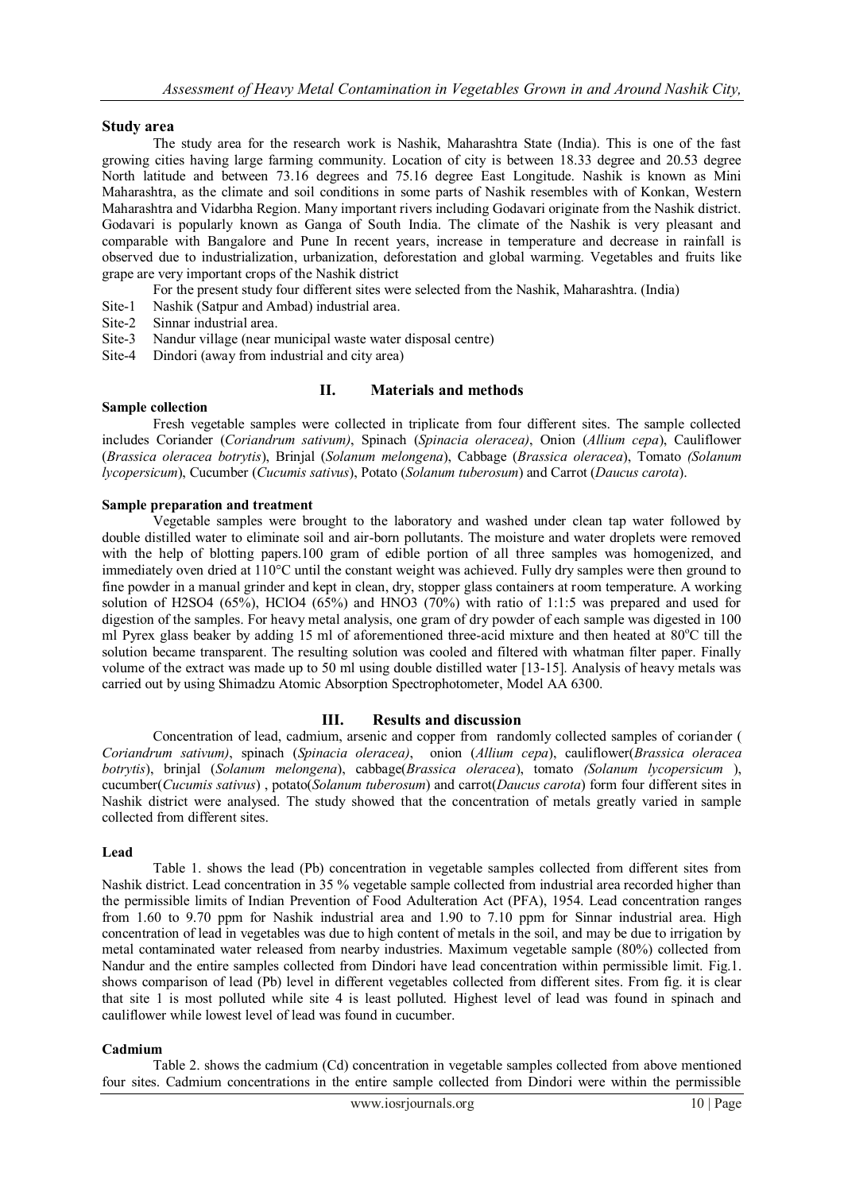### Study area

The study area for the research work is Nashik, Maharashtra State (India). This is one of the fast growing cities having large farming community. Location of city is between 18.33 degree and 20.53 degree North latitude and between 73.16 degrees and 75.16 degree East Longitude. Nashik is known as Mini Maharashtra, as the climate and soil conditions in some parts of Nashik resembles with of Konkan, Western Maharashtra and Vidarbha Region. Many important rivers including Godavari originate from the Nashik district. Godavari is popularly known as Ganga of South India. The climate of the Nashik is very pleasant and comparable with Bangalore and Pune In recent years, increase in temperature and decrease in rainfall is observed due to industrialization, urbanization, deforestation and global warming. Vegetables and fruits like grape are very important crops of the Nashik district

For the present study four different sites were selected from the Nashik, Maharashtra. (India)

- Site-1 Nashik (Satpur and Ambad) industrial area.
- Site-2 Sinnar industrial area.
- Site-3 Nandur village (near municipal waste water disposal centre)
- Site-4 Dindori (away from industrial and city area)

## II. Materials and methods

### Sample collection

Fresh vegetable samples were collected in triplicate from four different sites. The sample collected includes Coriander (*Coriandrum sativum)*, Spinach (*Spinacia oleracea)*, Onion (*Allium cepa*), Cauliflower (*Brassica oleracea botrytis*), Brinjal (*Solanum melongena*), Cabbage (*Brassica oleracea*), Tomato *(Solanum lycopersicum*), Cucumber (*Cucumis sativus*), Potato (*Solanum tuberosum*) and Carrot (*Daucus carota*).

### Sample preparation and treatment

Vegetable samples were brought to the laboratory and washed under clean tap water followed by double distilled water to eliminate soil and air-born pollutants. The moisture and water droplets were removed with the help of blotting papers.100 gram of edible portion of all three samples was homogenized, and immediately oven dried at 110°C until the constant weight was achieved. Fully dry samples were then ground to fine powder in a manual grinder and kept in clean, dry, stopper glass containers at room temperature. A working solution of $H_2SO_4$ (65%), $HClO_4$ (65%) and $HNO_3$ (70%) with ratio of 1:1:5 was prepared and used for digestion of the samples. For heavy metal analysis, one gram of dry powder of each sample was digested in 100 ml Pyrex glass beaker by adding 15 ml of aforementioned three-acid mixture and then heated at 80°C till the solution became transparent. The resulting solution was cooled and filtered with whatman filter paper. Finally volume of the extract was made up to 50 ml using double distilled water [13-15]. Analysis of heavy metals was carried out by using Shimadzu Atomic Absorption Spectrophotometer, Model AA 6300.

## III. Results and discussion

Concentration of lead, cadmium, arsenic and copper from randomly collected samples of coriander ( *Coriandrum sativum)*, spinach (*Spinacia oleracea)*, onion (*Allium cepa*), cauliflower(*Brassica oleracea botrytis*), brinjal (*Solanum melongena*), cabbage(*Brassica oleracea*), tomato *(Solanum lycopersicum* ), cucumber(*Cucumis sativus*) , potato(*Solanum tuberosum*) and carrot(*Daucus carota*) form four different sites in Nashik district were analysed. The study showed that the concentration of metals greatly varied in sample collected from different sites.

### Lead

Table 1. shows the lead (Pb) concentration in vegetable samples collected from different sites from Nashik district. Lead concentration in 35 % vegetable sample collected from industrial area recorded higher than the permissible limits of Indian Prevention of Food Adulteration Act (PFA), 1954. Lead concentration ranges from 1.60 to 9.70 ppm for Nashik industrial area and 1.90 to 7.10 ppm for Sinnar industrial area. High concentration of lead in vegetables was due to high content of metals in the soil, and may be due to irrigation by metal contaminated water released from nearby industries. Maximum vegetable sample (80%) collected from Nandur and the entire samples collected from Dindori have lead concentration within permissible limit. Fig.1. shows comparison of lead (Pb) level in different vegetables collected from different sites. From fig. it is clear that site 1 is most polluted while site 4 is least polluted. Highest level of lead was found in spinach and cauliflower while lowest level of lead was found in cucumber.

### Cadmium

Table 2. shows the cadmium (Cd) concentration in vegetable samples collected from above mentioned four sites. Cadmium concentrations in the entire sample collected from Dindori were within the permissible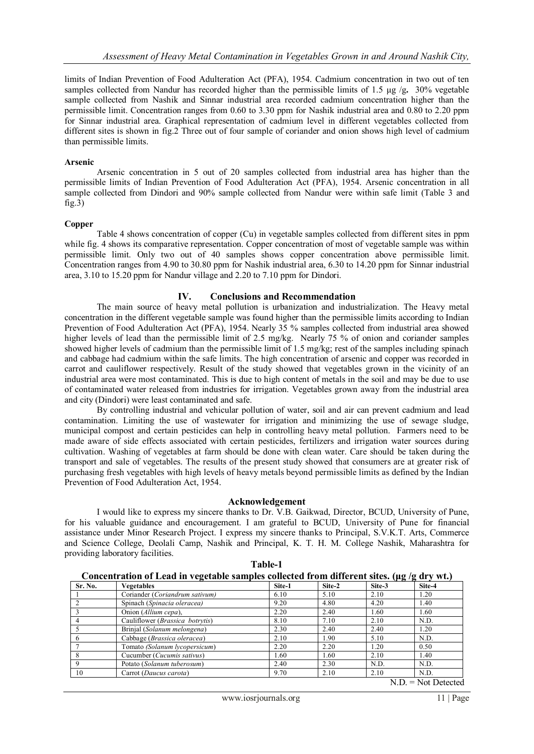limits of Indian Prevention of Food Adulteration Act (PFA), 1954. Cadmium concentration in two out of ten samples collected from Nandur has recorded higher than the permissible limits of 1.5 µg /g**.** 30% vegetable sample collected from Nashik and Sinnar industrial area recorded cadmium concentration higher than the permissible limit. Concentration ranges from 0.60 to 3.30 ppm for Nashik industrial area and 0.80 to 2.20 ppm for Sinnar industrial area. Graphical representation of cadmium level in different vegetables collected from different sites is shown in fig.2 Three out of four sample of coriander and onion shows high level of cadmium than permissible limits.

**Arsenic**

Arsenic concentration in 5 out of 20 samples collected from industrial area has higher than the permissible limits of Indian Prevention of Food Adulteration Act (PFA), 1954. Arsenic concentration in all sample collected from Dindori and 90% sample collected from Nandur were within safe limit (Table 3 and fig.3)

**Copper**

Table 4 shows concentration of copper (Cu) in vegetable samples collected from different sites in ppm while fig. 4 shows its comparative representation. Copper concentration of most of vegetable sample was within permissible limit. Only two out of 40 samples shows copper concentration above permissible limit. Concentration ranges from 4.90 to 30.80 ppm for Nashik industrial area, 6.30 to 14.20 ppm for Sinnar industrial area, 3.10 to 15.20 ppm for Nandur village and 2.20 to 7.10 ppm for Dindori.

## IV. Conclusions and Recommendation

The main source of heavy metal pollution is urbanization and industrialization. The Heavy metal concentration in the different vegetable sample was found higher than the permissible limits according to Indian Prevention of Food Adulteration Act (PFA), 1954. Nearly 35 % samples collected from industrial area showed higher levels of lead than the permissible limit of 2.5 mg/kg. Nearly 75 % of onion and coriander samples showed higher levels of cadmium than the permissible limit of 1.5 mg/kg; rest of the samples including spinach and cabbage had cadmium within the safe limits. The high concentration of arsenic and copper was recorded in carrot and cauliflower respectively. Result of the study showed that vegetables grown in the vicinity of an industrial area were most contaminated. This is due to high content of metals in the soil and may be due to use of contaminated water released from industries for irrigation. Vegetables grown away from the industrial area and city (Dindori) were least contaminated and safe.

By controlling industrial and vehicular pollution of water, soil and air can prevent cadmium and lead contamination. Limiting the use of wastewater for irrigation and minimizing the use of sewage sludge, municipal compost and certain pesticides can help in controlling heavy metal pollution. Farmers need to be made aware of side effects associated with certain pesticides, fertilizers and irrigation water sources during cultivation. Washing of vegetables at farm should be done with clean water. Care should be taken during the transport and sale of vegetables. The results of the present study showed that consumers are at greater risk of purchasing fresh vegetables with high levels of heavy metals beyond permissible limits as defined by the Indian Prevention of Food Adulteration Act, 1954.

## Acknowledgement

I would like to express my sincere thanks to Dr. V.B. Gaikwad, Director, BCUD, University of Pune, for his valuable guidance and encouragement. I am grateful to BCUD, University of Pune for financial assistance under Minor Research Project. I express my sincere thanks to Principal, S.V.K.T. Arts, Commerce and Science College, Deolali Camp, Nashik and Principal, K. T. H. M. College Nashik, Maharashtra for providing laboratory facilities.

**Table-1**

**Concentration of Lead in vegetable samples collected from different sites. (µg /g dry wt.)**

| Sr. No. | Vegetables | Site-1 | Site-2 | Site-3 | Site-4 |
|---|---|---|---|---|---|
| 1 | Coriander (*Coriandrum sativum*) | 6.10 | 5.10 | 2.10 | 1.20 |
| 2 | Spinach (*Spinacia oleracea)* | 9.20 | 4.80 | 4.20 | 1.40 |
| 3 | Onion (*Allium cepa*), | 2.20 | 2.40 | 1.60 | 1.60 |
| 4 | Cauliflower (*Brassica botrytis*) | 8.10 | 7.10 | 2.10 | N.D. |
| 5 | Brinjal (*Solanum melongena*) | 2.30 | 2.40 | 2.40 | 1.20 |
| 6 | Cabbage (*Brassica oleracea*) | 2.10 | 1.90 | 5.10 | N.D. |
| 7 | Tomato *(Solanum lycopersicum*) | 2.20 | 2.20 | 1.20 | 0.50 |
| 8 | Cucumber (*Cucumis sativus*) | 1.60 | 1.60 | 2.10 | 1.40 |
| 9 | Potato (*Solanum tuberosum*) | 2.40 | 2.30 | N.D. | N.D. |
| 10 | Carrot (*Daucus carota*) | 9.70 | 2.10 | 2.10 | N.D. |

N.D. = Not Detected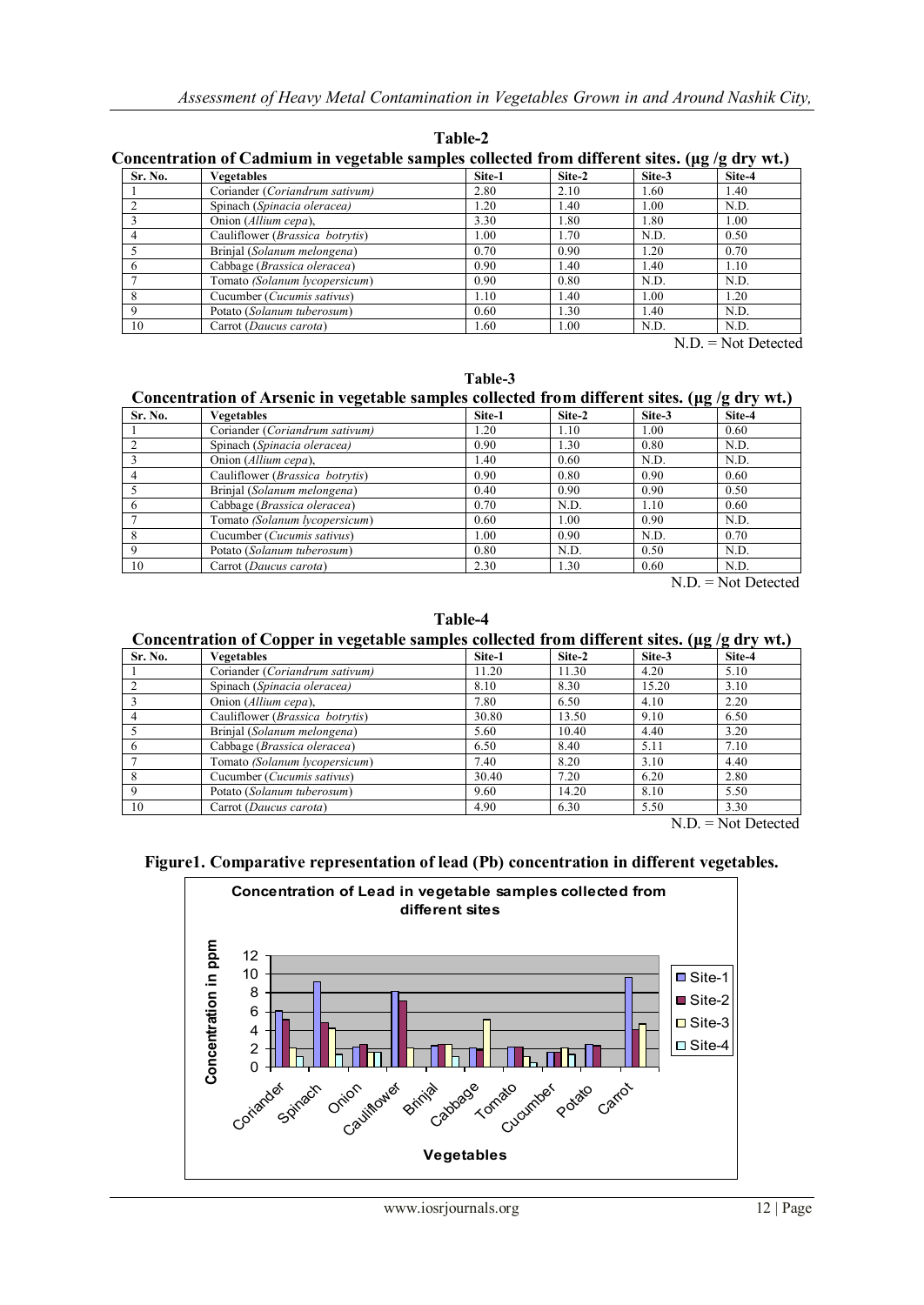**Table-2**

**Concentration of Cadmium in vegetable samples collected from different sites. (µg /g dry wt.)**

| Sr. No. | Vegetables | Site-1 | Site-2 | Site-3 | Site-4 |
|---|---|---|---|---|---|
| 1 | Coriander (*Coriandrum sativum*) | 2.80 | 2.10 | 1.60 | 1.40 |
| 2 | Spinach (*Spinacia oleracea)* | 1.20 | 1.40 | 1.00 | N.D. |
| 3 | Onion (*Allium cepa*), | 3.30 | 1.80 | 1.80 | 1.00 |
| 4 | Cauliflower (*Brassica botrytis*) | 1.00 | 1.70 | N.D. | 0.50 |
| 5 | Brinjal (*Solanum melongena*) | 0.70 | 0.90 | 1.20 | 0.70 |
| 6 | Cabbage (*Brassica oleracea*) | 0.90 | 1.40 | 1.40 | 1.10 |
| 7 | Tomato *(Solanum lycopersicum*) | 0.90 | 0.80 | N.D. | N.D. |
| 8 | Cucumber (*Cucumis sativus*) | 1.10 | 1.40 | 1.00 | 1.20 |
| 9 | Potato (*Solanum tuberosum*) | 0.60 | 1.30 | 1.40 | N.D. |
| 10 | Carrot (*Daucus carota*) | 1.60 | 1.00 | N.D. | N.D. |

N.D. = Not Detected

**Table-3**

**Concentration of Arsenic in vegetable samples collected from different sites. (µg /g dry wt.)**

| Sr. No. | Vegetables | Site-1 | Site-2 | Site-3 | Site-4 |
|---|---|---|---|---|---|
| 1 | Coriander (*Coriandrum sativum*) | 1.20 | 1.10 | 1.00 | 0.60 |
| 2 | Spinach (*Spinacia oleracea)* | 0.90 | 1.30 | 0.80 | N.D. |
| 3 | Onion (*Allium cepa*), | 1.40 | 0.60 | N.D. | N.D. |
| 4 | Cauliflower (*Brassica botrytis*) | 0.90 | 0.80 | 0.90 | 0.60 |
| 5 | Brinjal (*Solanum melongena*) | 0.40 | 0.90 | 0.90 | 0.50 |
| 6 | Cabbage (*Brassica oleracea*) | 0.70 | N.D. | 1.10 | 0.60 |
| 7 | Tomato *(Solanum lycopersicum*) | 0.60 | 1.00 | 0.90 | N.D. |
| 8 | Cucumber (*Cucumis sativus*) | 1.00 | 0.90 | N.D. | 0.70 |
| 9 | Potato (*Solanum tuberosum*) | 0.80 | N.D. | 0.50 | N.D. |
| 10 | Carrot (*Daucus carota*) | 2.30 | 1.30 | 0.60 | N.D. |

N.D. = Not Detected

**Table-4**

**Concentration of Copper in vegetable samples collected from different sites. (µg /g dry wt.)**

| Sr. No. | Vegetables | Site-1 | Site-2 | Site-3 | Site-4 |
|---|---|---|---|---|---|
| 1 | Coriander (*Coriandrum sativum*) | 11.20 | 11.30 | 4.20 | 5.10 |
| 2 | Spinach (*Spinacia oleracea)* | 8.10 | 8.30 | 15.20 | 3.10 |
| 3 | Onion (*Allium cepa*), | 7.80 | 6.50 | 4.10 | 2.20 |
| 4 | Cauliflower (*Brassica botrytis*) | 30.80 | 13.50 | 9.10 | 6.50 |
| 5 | Brinjal (*Solanum melongena*) | 5.60 | 10.40 | 4.40 | 3.20 |
| 6 | Cabbage (*Brassica oleracea*) | 6.50 | 8.40 | 5.11 | 7.10 |
| 7 | Tomato *(Solanum lycopersicum*) | 7.40 | 8.20 | 3.10 | 4.40 |
| 8 | Cucumber (*Cucumis sativus*) | 30.40 | 7.20 | 6.20 | 2.80 |
| 9 | Potato (*Solanum tuberosum*) | 9.60 | 14.20 | 8.10 | 5.50 |
| 10 | Carrot (*Daucus carota*) | 4.90 | 6.30 | 5.50 | 3.30 |

N.D. = Not Detected

**Figure1. Comparative representation of lead (Pb) concentration in different vegetables.**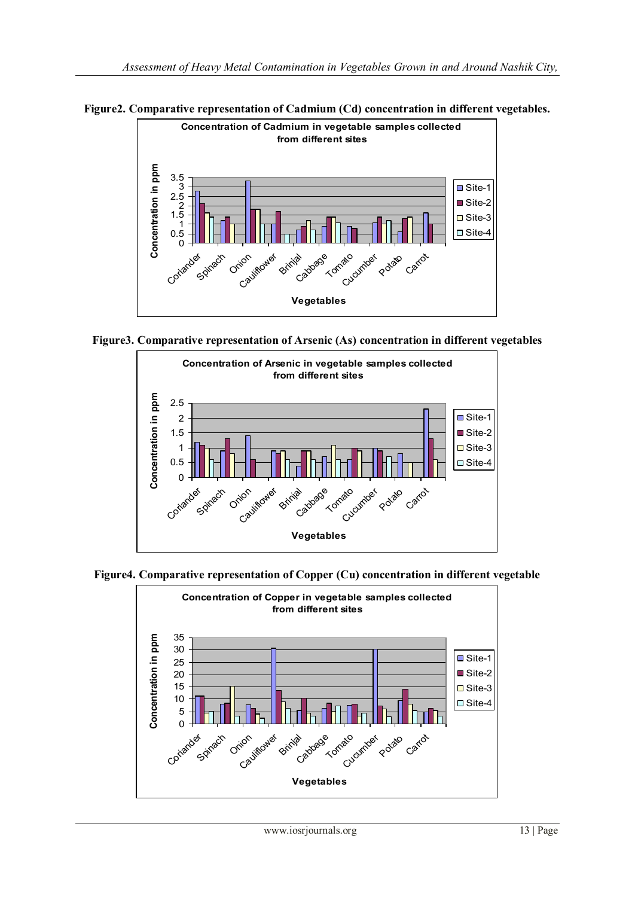**Figure2. Comparative representation of Cadmium (Cd) concentration in different vegetables.**

**Figure3. Comparative representation of Arsenic (As) concentration in different vegetables**

**Figure4. Comparative representation of Copper (Cu) concentration in different vegetable**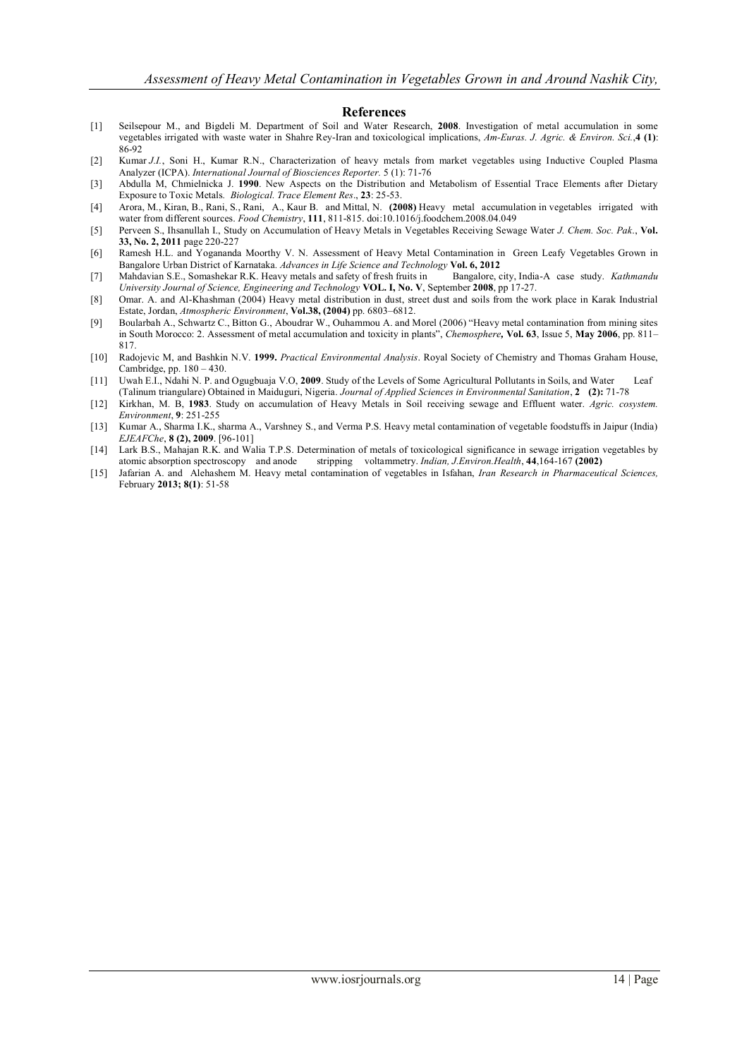## References

[1] Seilsepour M., and Bigdeli M. Department of Soil and Water Research, **2008**. Investigation of metal accumulation in some vegetables irrigated with waste water in Shahre Rey-Iran and toxicological implications, *Am-Euras. J. Agric. & Environ. Sci.*,**4 (1)**: 86-92

[2] Kumar *J.I.*, Soni H., Kumar R.N., Characterization of heavy metals from market vegetables using Inductive Coupled Plasma Analyzer (ICPA). *International Journal of Biosciences Reporter.* 5 (1): 71-76

[3] Abdulla M, Chmielnicka J. **1990**. New Aspects on the Distribution and Metabolism of Essential Trace Elements after Dietary Exposure to Toxic Metals. *Biological. Trace Element Res*., **23**: 25-53.

[4] Arora, M., Kiran, B., Rani, S., Rani, A., Kaur B. and Mittal, N. **(2008)** Heavy metal accumulation in vegetables irrigated with water from different sources. *Food Chemistry*, **111**, 811-815. doi:10.1016/j.foodchem.2008.04.049

[5] Perveen S., Ihsanullah I., Study on Accumulation of Heavy Metals in Vegetables Receiving Sewage Water *J. Chem. Soc. Pak*., **Vol. 33, No. 2, 2011** page 220-227

[6] Ramesh H.L. and Yogananda Moorthy V. N. Assessment of Heavy Metal Contamination in Green Leafy Vegetables Grown in Bangalore Urban District of Karnataka. *Advances in Life Science and Technology* **Vol. 6, 2012**

[7] Mahdavian S.E., Somashekar R.K. Heavy metals and safety of fresh fruits in Bangalore, city, India-A case study. *Kathmandu University Journal of Science, Engineering and Technology* **VOL. I, No. V**, September **2008**, pp 17-27.

[8] Omar. A. and Al-Khashman (2004) Heavy metal distribution in dust, street dust and soils from the work place in Karak Industrial Estate, Jordan, *Atmospheric Environment*, **Vol.38, (2004)** pp. 6803–6812.

[9] Boularbah A., Schwartz C., Bitton G., Aboudrar W., Ouhammou A. and Morel (2006) "Heavy metal contamination from mining sites in South Morocco: 2. Assessment of metal accumulation and toxicity in plants", *Chemosphere,* **Vol. 63**, Issue 5, **May 2006**, pp. 811–817.

[10] Radojevic M, and Bashkin N.V. **1999.** *Practical Environmental Analysis*. Royal Society of Chemistry and Thomas Graham House, Cambridge, pp. 180 – 430.

[11] Uwah E.I., Ndahi N. P. and Ogugbuaja V.O, **2009**. Study of the Levels of Some Agricultural Pollutants in Soils, and Water Leaf (Talinum triangulare) Obtained in Maiduguri, Nigeria. *Journal of Applied Sciences in Environmental Sanitation*, **2 (2):** 71-78

[12] Kirkhan, M. B, **1983**. Study on accumulation of Heavy Metals in Soil receiving sewage and Effluent water. *Agric. cosystem. Environment*, **9**: 251-255

[13] Kumar A., Sharma I.K., sharma A., Varshney S., and Verma P.S. Heavy metal contamination of vegetable foodstuffs in Jaipur (India) *EJEAFChe*, **8 (2), 2009**. [96-101]

[14] Lark B.S., Mahajan R.K. and Walia T.P.S. Determination of metals of toxicological significance in sewage irrigation vegetables by atomic absorption spectroscopy and anode stripping voltammetry. *Indian, J.Environ.Health*, **44**,164-167 **(2002)**

[15] Jafarian A. and Alehashem M. Heavy metal contamination of vegetables in Isfahan, *Iran Research in Pharmaceutical Sciences,* February **2013; 8(1)**: 51-58